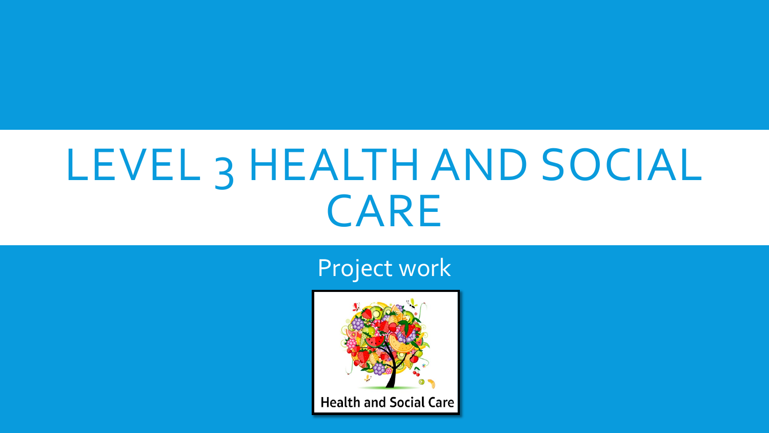# LEVEL 3 HEALTH AND SOCIAL CARE

Project work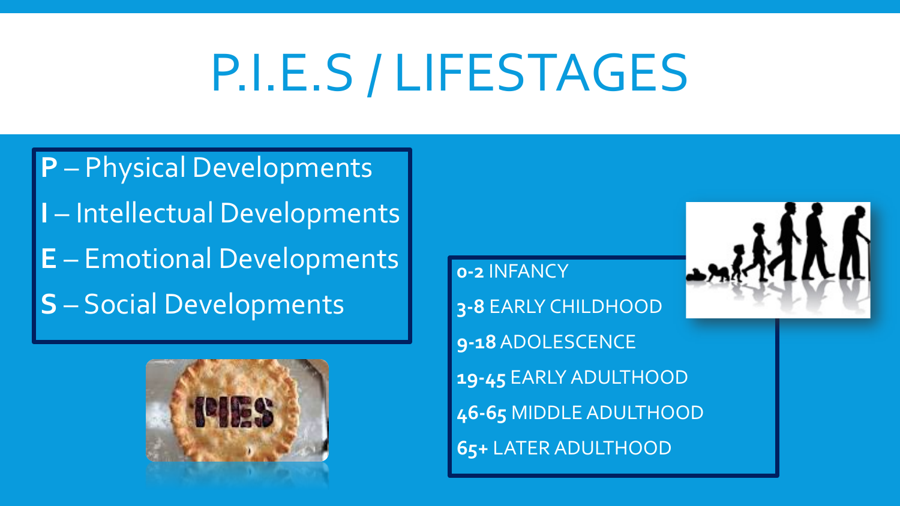# P.I.E.S / LIFESTAGES

**P** – Physical Developments

**I** – Intellectual Developments

**E** – Emotional Developments

**S** – Social Developments

**0-2** INFANCY

**3-8** EARLY CHILDHOOD

**9-18** ADOLESCENCE

**19-45** EARLY ADULTHOOD

**46-65** MIDDLE ADULTHOOD

**65+** LATER ADULTHOOD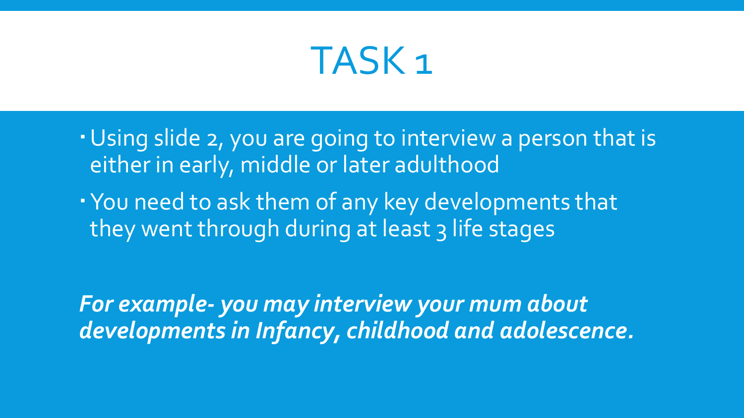# TASK 1

- Using slide 2, you are going to interview a person that is either in early, middle or later adulthood
- You need to ask them of any key developments that they went through during at least 3 life stages

***For example- you may interview your mum about developments in Infancy, childhood and adolescence.***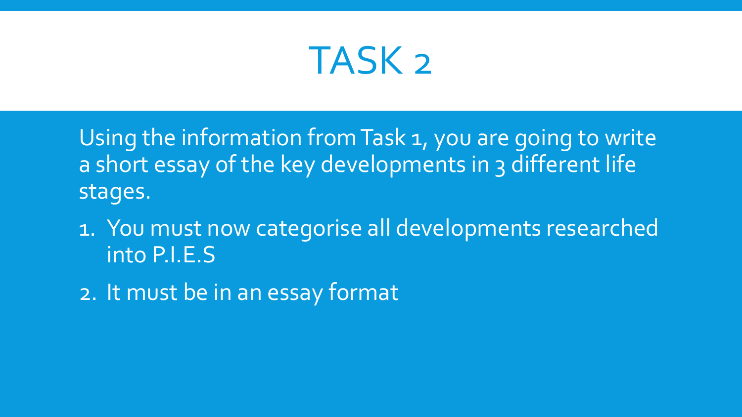# TASK 2

Using the information from Task 1, you are going to write a short essay of the key developments in 3 different life stages.

1. You must now categorise all developments researched into P.I.E.S
2. It must be in an essay format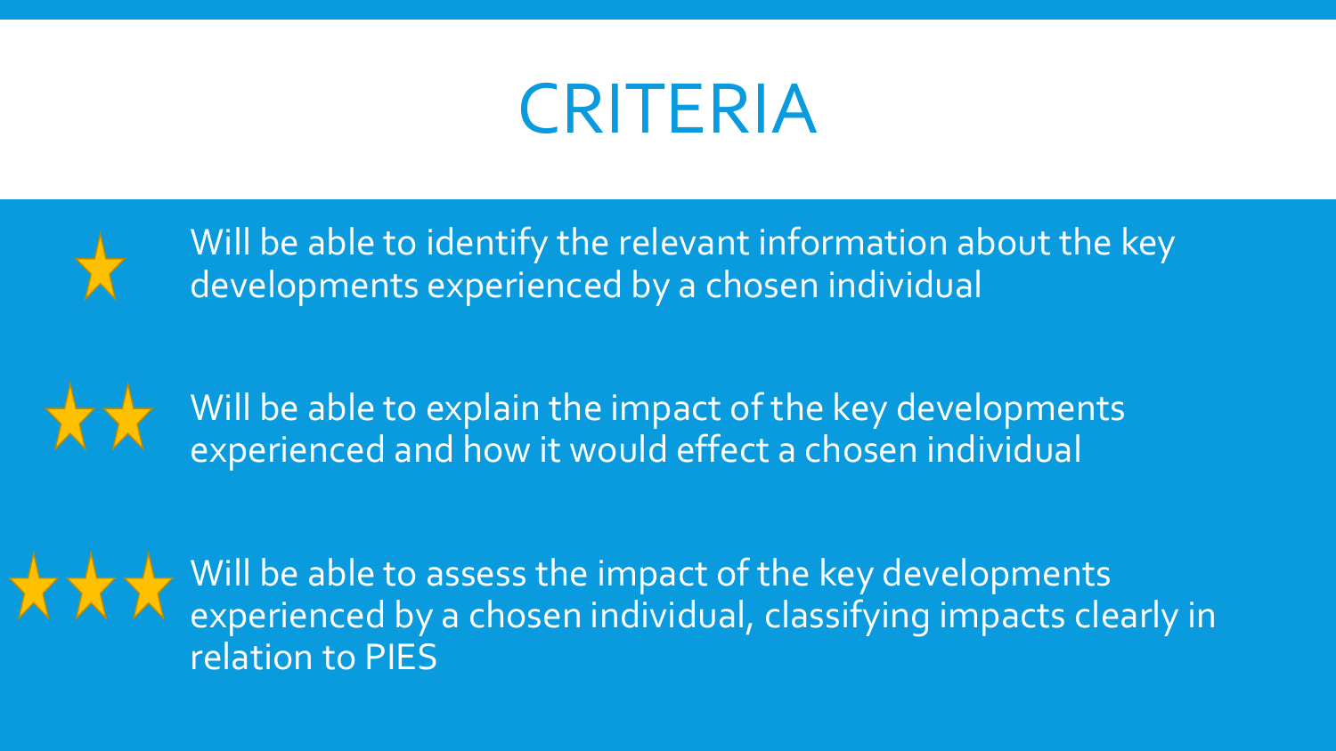# CRITERIA

★ Will be able to identify the relevant information about the key developments experienced by a chosen individual

★★ Will be able to explain the impact of the key developments experienced and how it would effect a chosen individual

★★★ Will be able to assess the impact of the key developments experienced by a chosen individual, classifying impacts clearly in relation to PIES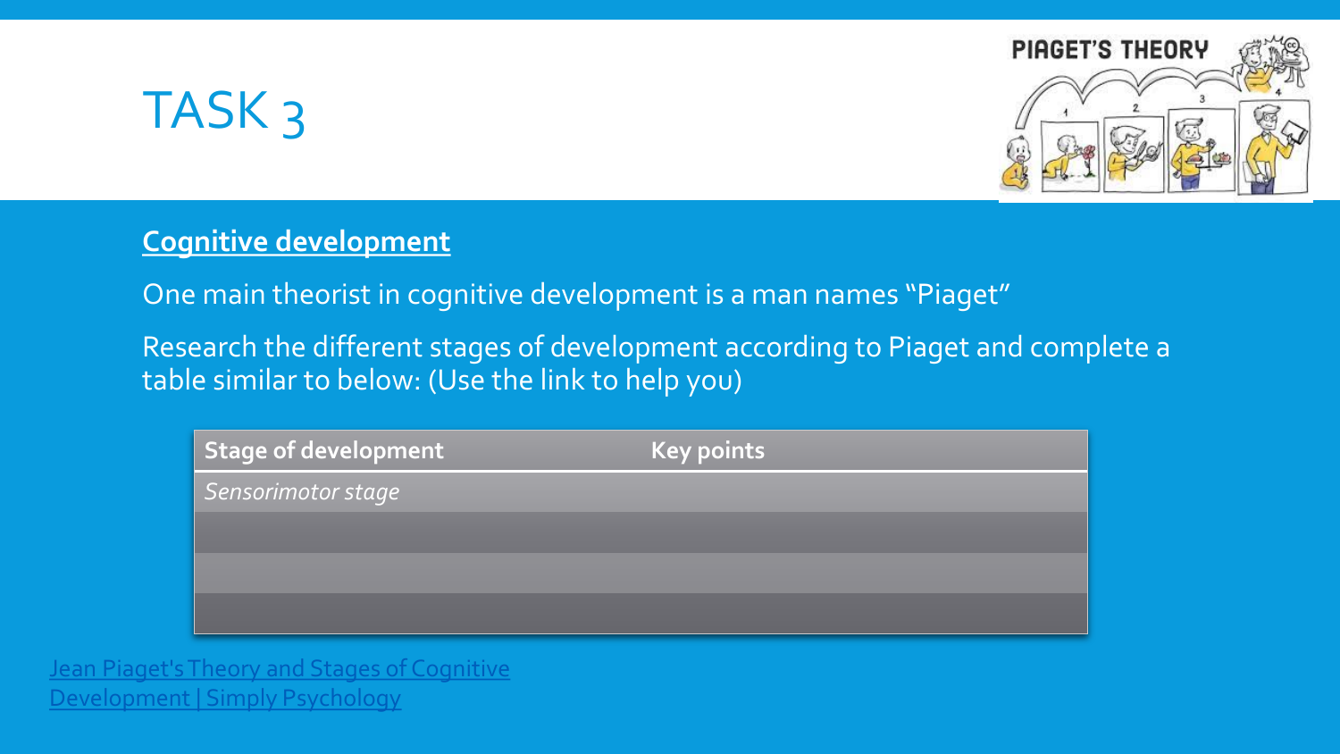# TASK 3

**Cognitive development**

One main theorist in cognitive development is a man names "Piaget"

Research the different stages of development according to Piaget and complete a table similar to below: (Use the link to help you)

| Stage of development | Key points |
| --- | --- |
| *Sensorimotor stage* | |
| | |
| | |
| | |

Jean Piaget's Theory and Stages of Cognitive Development | Simply Psychology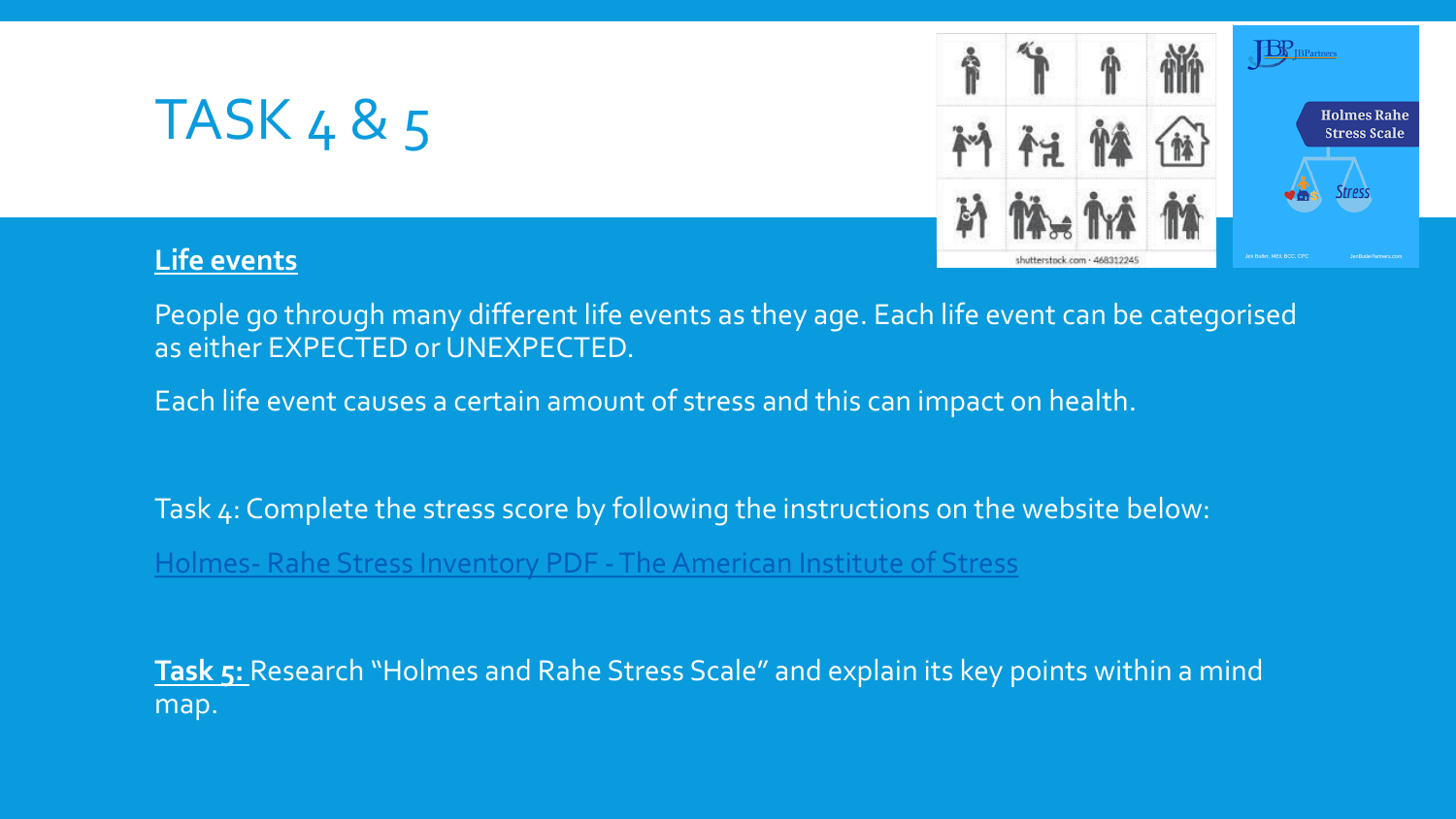# TASK 4 & 5

**Life events**

People go through many different life events as they age. Each life event can be categorised as either EXPECTED or UNEXPECTED.

Each life event causes a certain amount of stress and this can impact on health.

Task 4: Complete the stress score by following the instructions on the website below:

Holmes- Rahe Stress Inventory PDF - The American Institute of Stress

**Task 5:** Research "Holmes and Rahe Stress Scale" and explain its key points within a mind map.